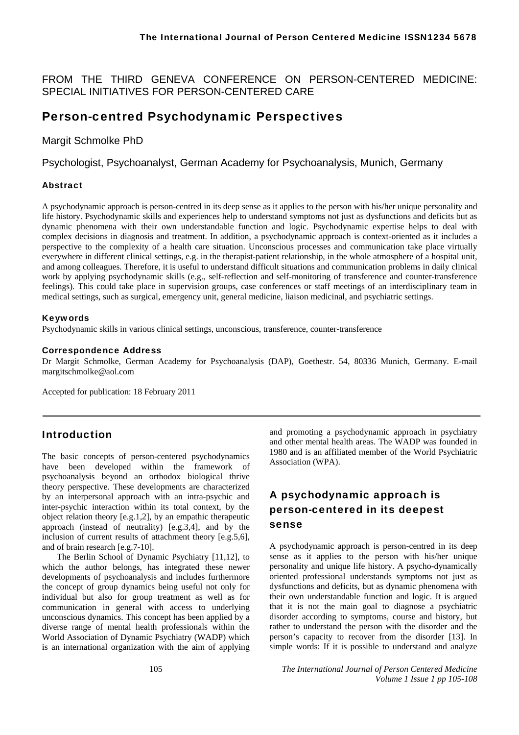FROM THE THIRD GENEVA CONFERENCE ON PERSON-CENTERED MEDICINE: SPECIAL INITIATIVES FOR PERSON-CENTERED CARE

# Person-centred Psychodynamic Perspectives

Margit Schmolke PhD

Psychologist, Psychoanalyst, German Academy for Psychoanalysis, Munich, Germany

#### Abstract

A psychodynamic approach is person-centred in its deep sense as it applies to the person with his/her unique personality and life history. Psychodynamic skills and experiences help to understand symptoms not just as dysfunctions and deficits but as dynamic phenomena with their own understandable function and logic. Psychodynamic expertise helps to deal with complex decisions in diagnosis and treatment. In addition, a psychodynamic approach is context-oriented as it includes a perspective to the complexity of a health care situation. Unconscious processes and communication take place virtually everywhere in different clinical settings, e.g. in the therapist-patient relationship, in the whole atmosphere of a hospital unit, and among colleagues. Therefore, it is useful to understand difficult situations and communication problems in daily clinical work by applying psychodynamic skills (e.g., self-reflection and self-monitoring of transference and counter-transference feelings). This could take place in supervision groups, case conferences or staff meetings of an interdisciplinary team in medical settings, such as surgical, emergency unit, general medicine, liaison medicinal, and psychiatric settings.

#### Keywords

Psychodynamic skills in various clinical settings, unconscious, transference, counter-transference

#### Correspondence Address

Dr Margit Schmolke, German Academy for Psychoanalysis (DAP), Goethestr. 54, 80336 Munich, Germany. E-mail margitschmolke@aol.com

Accepted for publication: 18 February 2011

## Introduction

The basic concepts of person-centered psychodynamics have been developed within the framework of psychoanalysis beyond an orthodox biological thrive theory perspective. These developments are characterized by an interpersonal approach with an intra-psychic and inter-psychic interaction within its total context, by the object relation theory [e.g.1,2], by an empathic therapeutic approach (instead of neutrality) [e.g.3,4], and by the inclusion of current results of attachment theory [e.g.5,6], and of brain research [e.g.7-10].

The Berlin School of Dynamic Psychiatry [11,12], to which the author belongs, has integrated these newer developments of psychoanalysis and includes furthermore the concept of group dynamics being useful not only for individual but also for group treatment as well as for communication in general with access to underlying unconscious dynamics. This concept has been applied by a diverse range of mental health professionals within the World Association of Dynamic Psychiatry (WADP) which is an international organization with the aim of applying and promoting a psychodynamic approach in psychiatry and other mental health areas. The WADP was founded in 1980 and is an affiliated member of the World Psychiatric Association (WPA).

## A psychodynamic approach is person-centered in its deepest sense

A psychodynamic approach is person-centred in its deep sense as it applies to the person with his/her unique personality and unique life history. A psycho-dynamically oriented professional understands symptoms not just as dysfunctions and deficits, but as dynamic phenomena with their own understandable function and logic. It is argued that it is not the main goal to diagnose a psychiatric disorder according to symptoms, course and history, but rather to understand the person with the disorder and the person's capacity to recover from the disorder [13]. In simple words: If it is possible to understand and analyze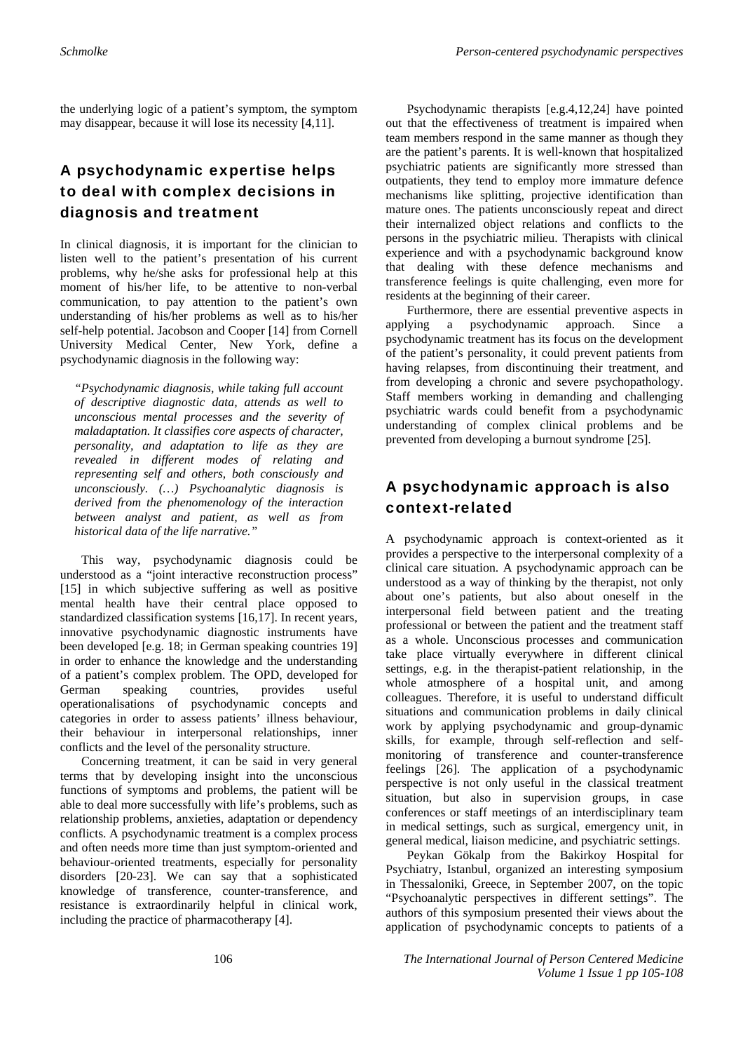the underlying logic of a patient's symptom, the symptom may disappear, because it will lose its necessity [4,11].

## A psychodynamic expertise helps to deal with complex decisions in diagnosis and treatment

In clinical diagnosis, it is important for the clinician to listen well to the patient's presentation of his current problems, why he/she asks for professional help at this moment of his/her life, to be attentive to non-verbal communication, to pay attention to the patient's own understanding of his/her problems as well as to his/her self-help potential. Jacobson and Cooper [14] from Cornell University Medical Center, New York, define a psychodynamic diagnosis in the following way:

> *"Psychodynamic diagnosis, while taking full account of descriptive diagnostic data, attends as well to unconscious mental processes and the severity of maladaptation. It classifies core aspects of character, personality, and adaptation to life as they are revealed in different modes of relating and representing self and others, both consciously and unconsciously. (…) Psychoanalytic diagnosis is derived from the phenomenology of the interaction between analyst and patient, as well as from historical data of the life narrative."*

This way, psychodynamic diagnosis could be understood as a "joint interactive reconstruction process" [15] in which subjective suffering as well as positive mental health have their central place opposed to standardized classification systems [16,17]. In recent years, innovative psychodynamic diagnostic instruments have been developed [e.g. 18; in German speaking countries 19] in order to enhance the knowledge and the understanding of a patient's complex problem. The OPD, developed for German speaking countries, provides useful operationalisations of psychodynamic concepts and categories in order to assess patients' illness behaviour, their behaviour in interpersonal relationships, inner conflicts and the level of the personality structure.

Concerning treatment, it can be said in very general terms that by developing insight into the unconscious functions of symptoms and problems, the patient will be able to deal more successfully with life's problems, such as relationship problems, anxieties, adaptation or dependency conflicts. A psychodynamic treatment is a complex process and often needs more time than just symptom-oriented and behaviour-oriented treatments, especially for personality disorders [20-23]. We can say that a sophisticated knowledge of transference, counter-transference, and resistance is extraordinarily helpful in clinical work, including the practice of pharmacotherapy [4].

Psychodynamic therapists [e.g.4,12,24] have pointed out that the effectiveness of treatment is impaired when team members respond in the same manner as though they are the patient's parents. It is well-known that hospitalized psychiatric patients are significantly more stressed than outpatients, they tend to employ more immature defence mechanisms like splitting, projective identification than mature ones. The patients unconsciously repeat and direct their internalized object relations and conflicts to the persons in the psychiatric milieu. Therapists with clinical experience and with a psychodynamic background know that dealing with these defence mechanisms and transference feelings is quite challenging, even more for residents at the beginning of their career.

Furthermore, there are essential preventive aspects in applying a psychodynamic approach. Since a psychodynamic treatment has its focus on the development of the patient's personality, it could prevent patients from having relapses, from discontinuing their treatment, and from developing a chronic and severe psychopathology. Staff members working in demanding and challenging psychiatric wards could benefit from a psychodynamic understanding of complex clinical problems and be prevented from developing a burnout syndrome [25].

## A psychodynamic approach is also context-related

A psychodynamic approach is context-oriented as it provides a perspective to the interpersonal complexity of a clinical care situation. A psychodynamic approach can be understood as a way of thinking by the therapist, not only about one's patients, but also about oneself in the interpersonal field between patient and the treating professional or between the patient and the treatment staff as a whole. Unconscious processes and communication take place virtually everywhere in different clinical settings, e.g. in the therapist-patient relationship, in the whole atmosphere of a hospital unit, and among colleagues. Therefore, it is useful to understand difficult situations and communication problems in daily clinical work by applying psychodynamic and group-dynamic skills, for example, through self-reflection and self-monitoring of transference and counter-transference feelings [26]. The application of a psychodynamic perspective is not only useful in the classical treatment situation, but also in supervision groups, in case conferences or staff meetings of an interdisciplinary team in medical settings, such as surgical, emergency unit, in general medical, liaison medicine, and psychiatric settings.

Peykan Gökalp from the Bakirkoy Hospital for Psychiatry, Istanbul, organized an interesting symposium in Thessaloniki, Greece, in September 2007, on the topic "Psychoanalytic perspectives in different settings". The authors of this symposium presented their views about the application of psychodynamic concepts to patients of a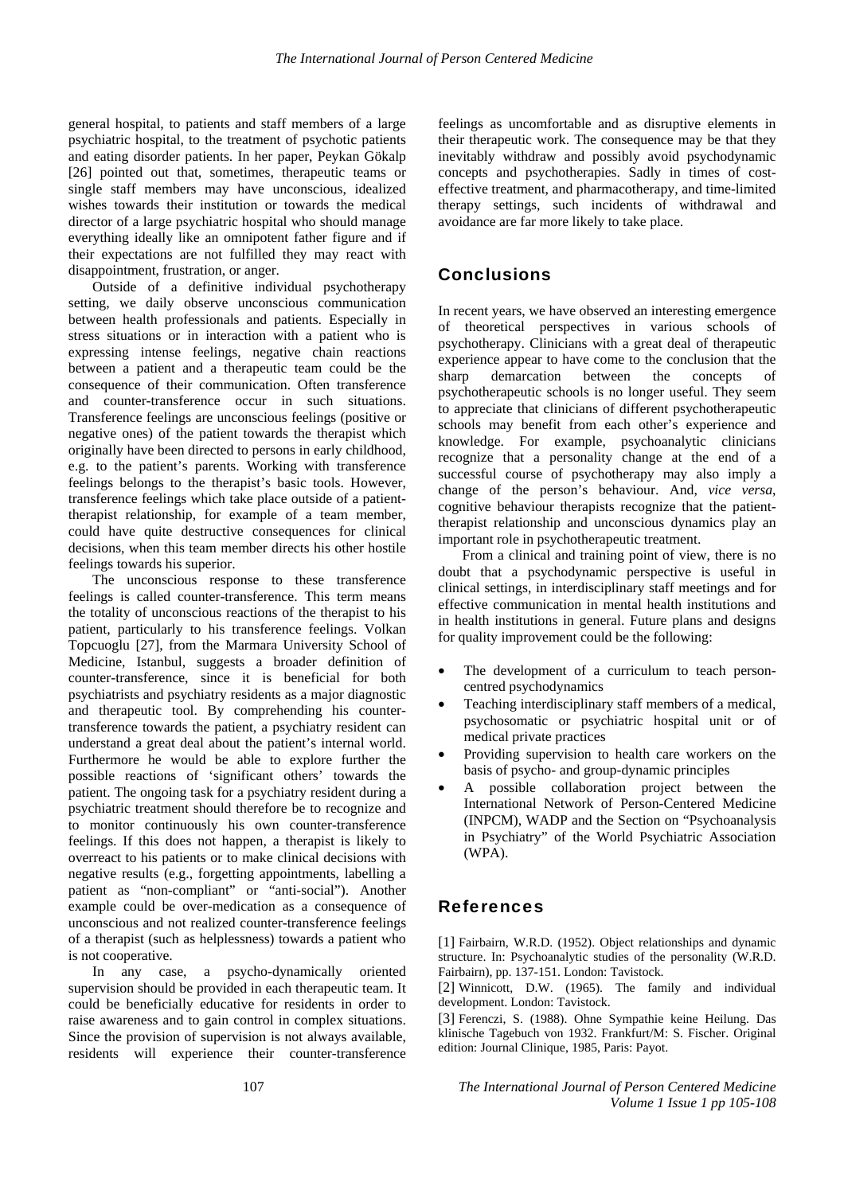general hospital, to patients and staff members of a large psychiatric hospital, to the treatment of psychotic patients and eating disorder patients. In her paper, Peykan Gökalp [26] pointed out that, sometimes, therapeutic teams or single staff members may have unconscious, idealized wishes towards their institution or towards the medical director of a large psychiatric hospital who should manage everything ideally like an omnipotent father figure and if their expectations are not fulfilled they may react with disappointment, frustration, or anger.

Outside of a definitive individual psychotherapy setting, we daily observe unconscious communication between health professionals and patients. Especially in stress situations or in interaction with a patient who is expressing intense feelings, negative chain reactions between a patient and a therapeutic team could be the consequence of their communication. Often transference and counter-transference occur in such situations. Transference feelings are unconscious feelings (positive or negative ones) of the patient towards the therapist which originally have been directed to persons in early childhood, e.g. to the patient's parents. Working with transference feelings belongs to the therapist's basic tools. However, transference feelings which take place outside of a patient-therapist relationship, for example of a team member, could have quite destructive consequences for clinical decisions, when this team member directs his other hostile feelings towards his superior.

The unconscious response to these transference feelings is called counter-transference. This term means the totality of unconscious reactions of the therapist to his patient, particularly to his transference feelings. Volkan Topcuoglu [27], from the Marmara University School of Medicine, Istanbul, suggests a broader definition of counter-transference, since it is beneficial for both psychiatrists and psychiatry residents as a major diagnostic and therapeutic tool. By comprehending his counter-transference towards the patient, a psychiatry resident can understand a great deal about the patient's internal world. Furthermore he would be able to explore further the possible reactions of 'significant others' towards the patient. The ongoing task for a psychiatry resident during a psychiatric treatment should therefore be to recognize and to monitor continuously his own counter-transference feelings. If this does not happen, a therapist is likely to overreact to his patients or to make clinical decisions with negative results (e.g., forgetting appointments, labelling a patient as "non-compliant" or "anti-social"). Another example could be over-medication as a consequence of unconscious and not realized counter-transference feelings of a therapist (such as helplessness) towards a patient who is not cooperative.

In any case, a psycho-dynamically oriented supervision should be provided in each therapeutic team. It could be beneficially educative for residents in order to raise awareness and to gain control in complex situations. Since the provision of supervision is not always available, residents will experience their counter-transference feelings as uncomfortable and as disruptive elements in their therapeutic work. The consequence may be that they inevitably withdraw and possibly avoid psychodynamic concepts and psychotherapies. Sadly in times of cost-effective treatment, and pharmacotherapy, and time-limited therapy settings, such incidents of withdrawal and avoidance are far more likely to take place.

## Conclusions

In recent years, we have observed an interesting emergence of theoretical perspectives in various schools of psychotherapy. Clinicians with a great deal of therapeutic experience appear to have come to the conclusion that the sharp demarcation between the concepts of psychotherapeutic schools is no longer useful. They seem to appreciate that clinicians of different psychotherapeutic schools may benefit from each other's experience and knowledge. For example, psychoanalytic clinicians recognize that a personality change at the end of a successful course of psychotherapy may also imply a change of the person's behaviour. And, *vice versa*, cognitive behaviour therapists recognize that the patient-therapist relationship and unconscious dynamics play an important role in psychotherapeutic treatment.

From a clinical and training point of view, there is no doubt that a psychodynamic perspective is useful in clinical settings, in interdisciplinary staff meetings and for effective communication in mental health institutions and in health institutions in general. Future plans and designs for quality improvement could be the following:

- The development of a curriculum to teach person-centred psychodynamics
- Teaching interdisciplinary staff members of a medical, psychosomatic or psychiatric hospital unit or of medical private practices
- Providing supervision to health care workers on the basis of psycho- and group-dynamic principles
- A possible collaboration project between the International Network of Person-Centered Medicine (INPCM), WADP and the Section on "Psychoanalysis in Psychiatry" of the World Psychiatric Association (WPA).

## References

[1] Fairbairn, W.R.D. (1952). Object relationships and dynamic structure. In: Psychoanalytic studies of the personality (W.R.D. Fairbairn), pp. 137-151. London: Tavistock.

[2] Winnicott, D.W. (1965). The family and individual development. London: Tavistock.

[3] Ferenczi, S. (1988). Ohne Sympathie keine Heilung. Das klinische Tagebuch von 1932. Frankfurt/M: S. Fischer. Original edition: Journal Clinique, 1985, Paris: Payot.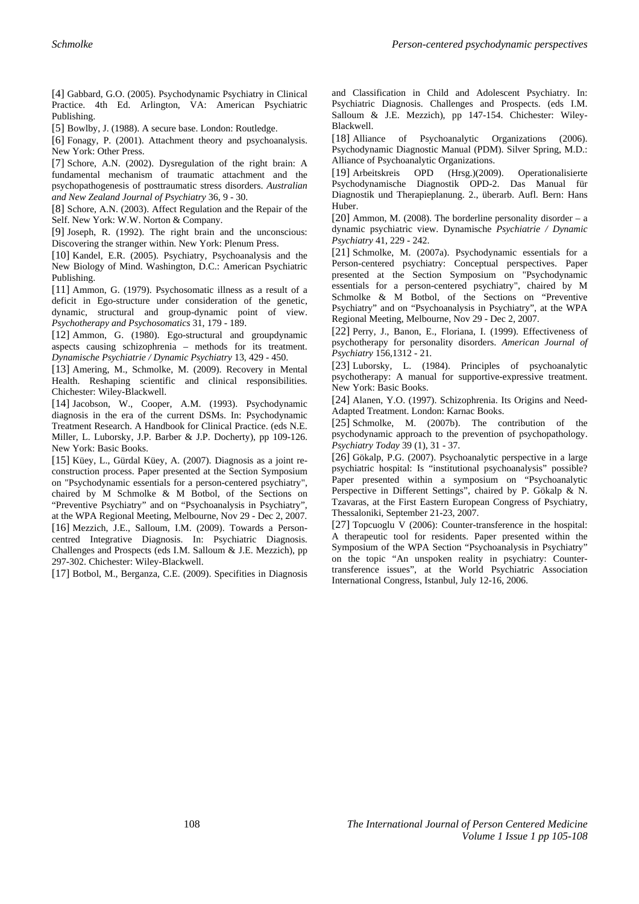[4] Gabbard, G.O. (2005). Psychodynamic Psychiatry in Clinical Practice. 4th Ed. Arlington, VA: American Psychiatric Publishing.

[5] Bowlby, J. (1988). A secure base. London: Routledge.

[6] Fonagy, P. (2001). Attachment theory and psychoanalysis. New York: Other Press.

[7] Schore, A.N. (2002). Dysregulation of the right brain: A fundamental mechanism of traumatic attachment and the psychopathogenesis of posttraumatic stress disorders. *Australian and New Zealand Journal of Psychiatry* 36, 9 - 30.

[8] Schore, A.N. (2003). Affect Regulation and the Repair of the Self. New York: W.W. Norton & Company.

[9] Joseph, R. (1992). The right brain and the unconscious: Discovering the stranger within. New York: Plenum Press.

[10] Kandel, E.R. (2005). Psychiatry, Psychoanalysis and the New Biology of Mind. Washington, D.C.: American Psychiatric Publishing.

[11] Ammon, G. (1979). Psychosomatic illness as a result of a deficit in Ego-structure under consideration of the genetic, dynamic, structural and group-dynamic point of view. *Psychotherapy and Psychosomatics* 31, 179 - 189.

[12] Ammon, G. (1980). Ego-structural and groupdynamic aspects causing schizophrenia – methods for its treatment. *Dynamische Psychiatrie / Dynamic Psychiatry* 13, 429 - 450.

[13] Amering, M., Schmolke, M. (2009). Recovery in Mental Health. Reshaping scientific and clinical responsibilities. Chichester: Wiley-Blackwell.

[14] Jacobson, W., Cooper, A.M. (1993). Psychodynamic diagnosis in the era of the current DSMs. In: Psychodynamic Treatment Research. A Handbook for Clinical Practice. (eds N.E. Miller, L. Luborsky, J.P. Barber & J.P. Docherty), pp 109-126. New York: Basic Books.

[15] Küey, L., Gürdal Küey, A. (2007). Diagnosis as a joint re-construction process. Paper presented at the Section Symposium on "Psychodynamic essentials for a person-centered psychiatry", chaired by M Schmolke & M Botbol, of the Sections on "Preventive Psychiatry" and on "Psychoanalysis in Psychiatry", at the WPA Regional Meeting, Melbourne, Nov 29 - Dec 2, 2007.

[16] Mezzich, J.E., Salloum, I.M. (2009). Towards a Person-centred Integrative Diagnosis. In: Psychiatric Diagnosis. Challenges and Prospects (eds I.M. Salloum & J.E. Mezzich), pp 297-302. Chichester: Wiley-Blackwell.

[17] Botbol, M., Berganza, C.E. (2009). Specifities in Diagnosis and Classification in Child and Adolescent Psychiatry. In: Psychiatric Diagnosis. Challenges and Prospects. (eds I.M. Salloum & J.E. Mezzich), pp 147-154. Chichester: Wiley-Blackwell.

[18] Alliance of Psychoanalytic Organizations (2006). Psychodynamic Diagnostic Manual (PDM). Silver Spring, M.D.: Alliance of Psychoanalytic Organizations.

[19] Arbeitskreis OPD (Hrsg.)(2009). Operationalisierte Psychodynamische Diagnostik OPD-2. Das Manual für Diagnostik und Therapieplanung. 2., überarb. Aufl. Bern: Hans Huber.

[20] Ammon, M. (2008). The borderline personality disorder – a dynamic psychiatric view. Dynamische *Psychiatrie / Dynamic Psychiatry* 41, 229 - 242.

[21] Schmolke, M. (2007a). Psychodynamic essentials for a Person-centered psychiatry: Conceptual perspectives. Paper presented at the Section Symposium on "Psychodynamic essentials for a person-centered psychiatry", chaired by M Schmolke & M Botbol, of the Sections on "Preventive Psychiatry" and on "Psychoanalysis in Psychiatry", at the WPA Regional Meeting, Melbourne, Nov 29 - Dec 2, 2007.

[22] Perry, J., Banon, E., Floriana, I. (1999). Effectiveness of psychotherapy for personality disorders. *American Journal of Psychiatry* 156,1312 - 21.

[23] Luborsky, L. (1984). Principles of psychoanalytic psychotherapy: A manual for supportive-expressive treatment. New York: Basic Books.

[24] Alanen, Y.O. (1997). Schizophrenia. Its Origins and Need-Adapted Treatment. London: Karnac Books.

[25] Schmolke, M. (2007b). The contribution of the psychodynamic approach to the prevention of psychopathology. *Psychiatry Today* 39 (1), 31 - 37.

[26] Gökalp, P.G. (2007). Psychoanalytic perspective in a large psychiatric hospital: Is "institutional psychoanalysis" possible? Paper presented within a symposium on "Psychoanalytic Perspective in Different Settings", chaired by P. Gökalp & N. Tzavaras, at the First Eastern European Congress of Psychiatry, Thessaloniki, September 21-23, 2007.

[27] Topcuoglu V (2006): Counter-transference in the hospital: A therapeutic tool for residents. Paper presented within the Symposium of the WPA Section "Psychoanalysis in Psychiatry" on the topic "An unspoken reality in psychiatry: Counter-transference issues", at the World Psychiatric Association International Congress, Istanbul, July 12-16, 2006.